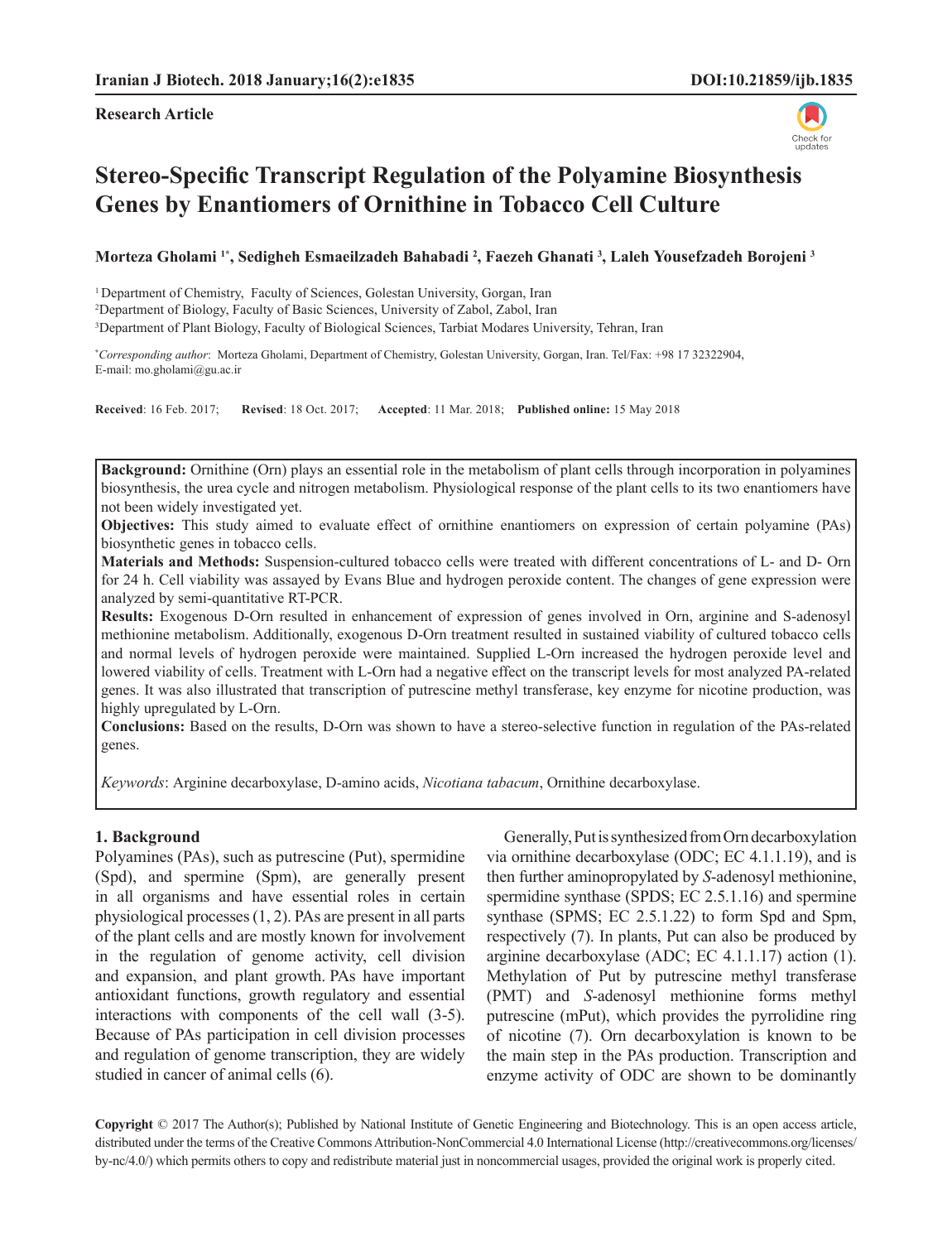**Research Article**

# Stereo-Specific Transcript Regulation of the Polyamine Biosynthesis Genes by Enantiomers of Ornithine in Tobacco Cell Culture

**Morteza Gholami [1*], Sedigheh Esmaeilzadeh Bahabadi [2], Faezeh Ghanati [3], Laleh Yousefzadeh Borojeni [3]**

[1] Department of Chemistry, Faculty of Sciences, Golestan University, Gorgan, Iran
[2] Department of Biology, Faculty of Basic Sciences, University of Zabol, Zabol, Iran
[3] Department of Plant Biology, Faculty of Biological Sciences, Tarbiat Modares University, Tehran, Iran

[*] *Corresponding author*: Morteza Gholami, Department of Chemistry, Golestan University, Gorgan, Iran. Tel/Fax: +98 17 32322904, E-mail: mo.gholami@gu.ac.ir

**Received**: 16 Feb. 2017; **Revised**: 18 Oct. 2017; **Accepted**: 11 Mar. 2018; **Published online:** 15 May 2018

**Background:** Ornithine (Orn) plays an essential role in the metabolism of plant cells through incorporation in polyamines biosynthesis, the urea cycle and nitrogen metabolism. Physiological response of the plant cells to its two enantiomers have not been widely investigated yet.

**Objectives:** This study aimed to evaluate effect of ornithine enantiomers on expression of certain polyamine (PAs) biosynthetic genes in tobacco cells.

**Materials and Methods:** Suspension-cultured tobacco cells were treated with different concentrations of L- and D- Orn for 24 h. Cell viability was assayed by Evans Blue and hydrogen peroxide content. The changes of gene expression were analyzed by semi-quantitative RT-PCR.

**Results:** Exogenous D-Orn resulted in enhancement of expression of genes involved in Orn, arginine and S-adenosyl methionine metabolism. Additionally, exogenous D-Orn treatment resulted in sustained viability of cultured tobacco cells and normal levels of hydrogen peroxide were maintained. Supplied L-Orn increased the hydrogen peroxide level and lowered viability of cells. Treatment with L-Orn had a negative effect on the transcript levels for most analyzed PA-related genes. It was also illustrated that transcription of putrescine methyl transferase, key enzyme for nicotine production, was highly upregulated by L-Orn.

**Conclusions:** Based on the results, D-Orn was shown to have a stereo-selective function in regulation of the PAs-related genes.

*Keywords*: Arginine decarboxylase, D-amino acids, *Nicotiana tabacum*, Ornithine decarboxylase.

## 1. Background

Polyamines (PAs), such as putrescine (Put), spermidine (Spd), and spermine (Spm), are generally present in all organisms and have essential roles in certain physiological processes (1, 2). PAs are present in all parts of the plant cells and are mostly known for involvement in the regulation of genome activity, cell division and expansion, and plant growth. PAs have important antioxidant functions, growth regulatory and essential interactions with components of the cell wall (3-5). Because of PAs participation in cell division processes and regulation of genome transcription, they are widely studied in cancer of animal cells (6).

Generally, Put is synthesized from Orn decarboxylation via ornithine decarboxylase (ODC; EC 4.1.1.19), and is then further aminopropylated by *S*-adenosyl methionine, spermidine synthase (SPDS; EC 2.5.1.16) and spermine synthase (SPMS; EC 2.5.1.22) to form Spd and Spm, respectively (7). In plants, Put can also be produced by arginine decarboxylase (ADC; EC 4.1.1.17) action (1). Methylation of Put by putrescine methyl transferase (PMT) and *S*-adenosyl methionine forms methyl putrescine (mPut), which provides the pyrrolidine ring of nicotine (7). Orn decarboxylation is known to be the main step in the PAs production. Transcription and enzyme activity of ODC are shown to be dominantly

**Copyright** © 2017 The Author(s); Published by National Institute of Genetic Engineering and Biotechnology. This is an open access article, distributed under the terms of the Creative Commons Attribution-NonCommercial 4.0 International License (http://creativecommons.org/licenses/by-nc/4.0/) which permits others to copy and redistribute material just in noncommercial usages, provided the original work is properly cited.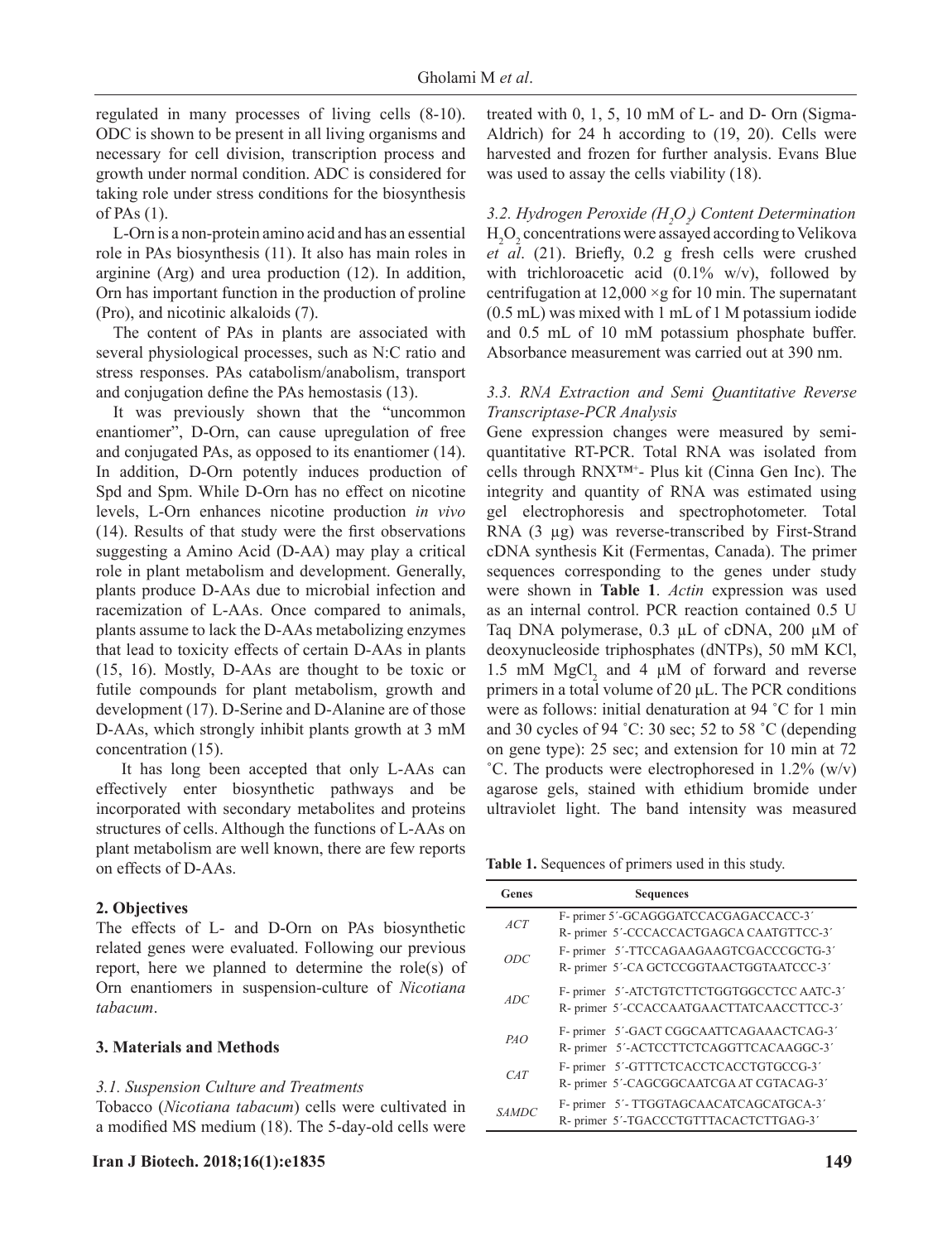regulated in many processes of living cells (8-10). ODC is shown to be present in all living organisms and necessary for cell division, transcription process and growth under normal condition. ADC is considered for taking role under stress conditions for the biosynthesis of PAs (1).

L-Orn is a non-protein amino acid and has an essential role in PAs biosynthesis (11). It also has main roles in arginine (Arg) and urea production (12). In addition, Orn has important function in the production of proline (Pro), and nicotinic alkaloids (7).

The content of PAs in plants are associated with several physiological processes, such as N:C ratio and stress responses. PAs catabolism/anabolism, transport and conjugation define the PAs hemostasis (13).

It was previously shown that the "uncommon enantiomer", D-Orn, can cause upregulation of free and conjugated PAs, as opposed to its enantiomer (14). In addition, D-Orn potently induces production of Spd and Spm. While D-Orn has no effect on nicotine levels, L-Orn enhances nicotine production *in vivo* (14). Results of that study were the first observations suggesting a Amino Acid (D-AA) may play a critical role in plant metabolism and development. Generally, plants produce D-AAs due to microbial infection and racemization of L-AAs. Once compared to animals, plants assume to lack the D-AAs metabolizing enzymes that lead to toxicity effects of certain D-AAs in plants (15, 16). Mostly, D-AAs are thought to be toxic or futile compounds for plant metabolism, growth and development (17). D-Serine and D-Alanine are of those D-AAs, which strongly inhibit plants growth at 3 mM concentration (15).

It has long been accepted that only L-AAs can effectively enter biosynthetic pathways and be incorporated with secondary metabolites and proteins structures of cells. Although the functions of L-AAs on plant metabolism are well known, there are few reports on effects of D-AAs.

## 2. Objectives

The effects of L- and D-Orn on PAs biosynthetic related genes were evaluated. Following our previous report, here we planned to determine the role(s) of Orn enantiomers in suspension-culture of *Nicotiana tabacum*.

## 3. Materials and Methods

### *3.1. Suspension Culture and Treatments*

Tobacco (*Nicotiana tabacum*) cells were cultivated in a modified MS medium (18). The 5-day-old cells were treated with 0, 1, 5, 10 mM of L- and D- Orn (Sigma-Aldrich) for 24 h according to (19, 20). Cells were harvested and frozen for further analysis. Evans Blue was used to assay the cells viability (18).

### *3.2. Hydrogen Peroxide ($H_2O_2$) Content Determination*

$H_2O_2$ concentrations were assayed according to Velikova *et al*. (21). Briefly, 0.2 g fresh cells were crushed with trichloroacetic acid (0.1% w/v), followed by centrifugation at 12,000 ×g for 10 min. The supernatant (0.5 mL) was mixed with 1 mL of 1 M potassium iodide and 0.5 mL of 10 mM potassium phosphate buffer. Absorbance measurement was carried out at 390 nm.

### *3.3. RNA Extraction and Semi Quantitative Reverse Transcriptase-PCR Analysis*

Gene expression changes were measured by semi-quantitative RT-PCR. Total RNA was isolated from cells through RNX™+- Plus kit (Cinna Gen Inc). The integrity and quantity of RNA was estimated using gel electrophoresis and spectrophotometer. Total RNA (3 µg) was reverse-transcribed by First-Strand cDNA synthesis Kit (Fermentas, Canada). The primer sequences corresponding to the genes under study were shown in **Table 1**. *Actin* expression was used as an internal control. PCR reaction contained 0.5 U Taq DNA polymerase, 0.3 µL of cDNA, 200 µM of deoxynucleoside triphosphates (dNTPs), 50 mM KCl, 1.5 mM $MgCl_2$ and 4 µM of forward and reverse primers in a total volume of 20 µL. The PCR conditions were as follows: initial denaturation at 94 ˚C for 1 min and 30 cycles of 94 ˚C: 30 sec; 52 to 58 ˚C (depending on gene type): 25 sec; and extension for 10 min at 72 ˚C. The products were electrophoresed in 1.2% (w/v) agarose gels, stained with ethidium bromide under ultraviolet light. The band intensity was measured

**Table 1.** Sequences of primers used in this study.

| Genes | Sequences |
|---|---|
| *ACT* | F- primer 5´-GCAGGGATCCACGAGACCACC-3´<br>R- primer 5´-CCCACCACTGAGCA CAATGTTCC-3´ |
| *ODC* | F- primer 5´-TTCCAGAAGAAGTCGACCCGCTG-3´<br>R- primer 5´-CA GCTCCGGTAACTGGTAATCCC-3´ |
| *ADC* | F- primer 5´-ATCTGTCTTCTGGTGGCCTCC AATC-3´<br>R- primer 5´-CCACCAATGAACTTATCAACCTTCC-3´ |
| *PAO* | F- primer 5´-GACT CGGCAATTCAGAAACTCAG-3´<br>R- primer 5´-ACTCCTTCTCAGGTTCACAAGGC-3´ |
| *CAT* | F- primer 5´-GTTTCTCACCTCACCTGTGCCG-3´<br>R- primer 5´-CAGCGGCAATCGA AT CGTACAG-3´ |
| *SAMDC* | F- primer 5´- TTGGTAGCAACATCAGCATGCA-3´<br>R- primer 5´-TGACCCTGTTTACACTCTTGAG-3´ |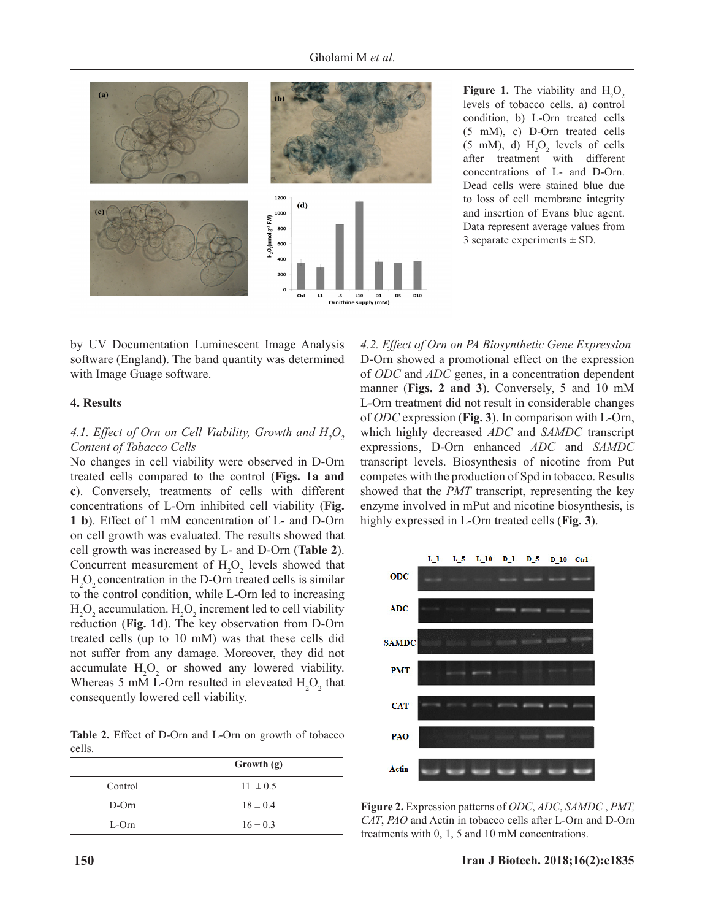**Figure 1.** The viability and $H_2O_2$ levels of tobacco cells. a) control condition, b) L-Orn treated cells (5 mM), c) D-Orn treated cells (5 mM), d) $H_2O_2$ levels of cells after treatment with different concentrations of L- and D-Orn. Dead cells were stained blue due to loss of cell membrane integrity and insertion of Evans blue agent. Data represent average values from 3 separate experiments ± SD.

by UV Documentation Luminescent Image Analysis software (England). The band quantity was determined with Image Guage software.

## 4. Results

### *4.1. Effect of Orn on Cell Viability, Growth and $H_2O_2$ Content of Tobacco Cells*

No changes in cell viability were observed in D-Orn treated cells compared to the control (**Figs. 1a and c**). Conversely, treatments of cells with different concentrations of L-Orn inhibited cell viability (**Fig. 1 b**). Effect of 1 mM concentration of L- and D-Orn on cell growth was evaluated. The results showed that cell growth was increased by L- and D-Orn (**Table 2**). Concurrent measurement of $H_2O_2$ levels showed that $H_2O_2$ concentration in the D-Orn treated cells is similar to the control condition, while L-Orn led to increasing $H_2O_2$ accumulation. $H_2O_2$ increment led to cell viability reduction (**Fig. 1d**). The key observation from D-Orn treated cells (up to 10 mM) was that these cells did not suffer from any damage. Moreover, they did not accumulate $H_2O_2$ or showed any lowered viability. Whereas 5 mM L-Orn resulted in eleveated $H_2O_2$ that consequently lowered cell viability.

**Table 2.** Effect of D-Orn and L-Orn on growth of tobacco cells.

| | Growth (g) |
|---|---|
| Control | 11 ± 0.5 |
| D-Orn | 18 ± 0.4 |
| L-Orn | 16 ± 0.3 |

### *4.2. Effect of Orn on PA Biosynthetic Gene Expression*

D-Orn showed a promotional effect on the expression of *ODC* and *ADC* genes, in a concentration dependent manner (**Figs. 2 and 3**). Conversely, 5 and 10 mM L-Orn treatment did not result in considerable changes of *ODC* expression (**Fig. 3**). In comparison with L-Orn, which highly decreased *ADC* and *SAMDC* transcript expressions, D-Orn enhanced *ADC* and *SAMDC* transcript levels. Biosynthesis of nicotine from Put competes with the production of Spd in tobacco. Results showed that the *PMT* transcript, representing the key enzyme involved in mPut and nicotine biosynthesis, is highly expressed in L-Orn treated cells (**Fig. 3**).

**Figure 2.** Expression patterns of *ODC*, *ADC*, *SAMDC* , *PMT*, *CAT*, *PAO* and Actin in tobacco cells after L-Orn and D-Orn treatments with 0, 1, 5 and 10 mM concentrations.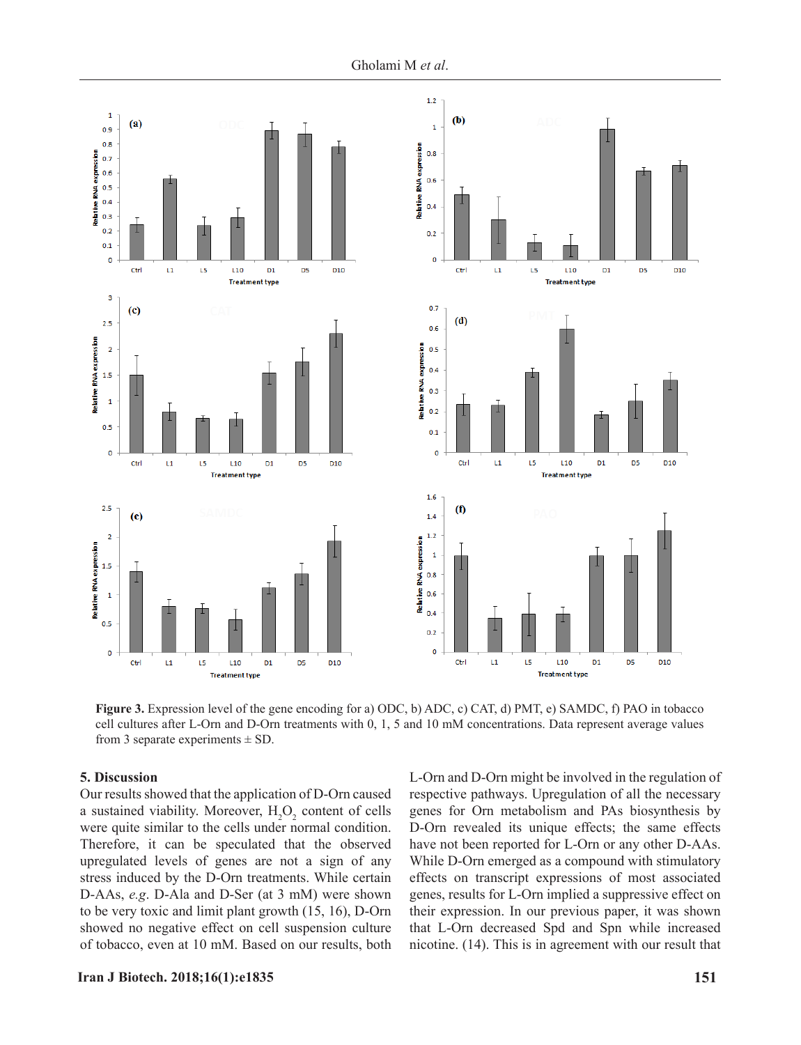**Figure 3.** Expression level of the gene encoding for a) ODC, b) ADC, c) CAT, d) PMT, e) SAMDC, f) PAO in tobacco cell cultures after L-Orn and D-Orn treatments with 0, 1, 5 and 10 mM concentrations. Data represent average values from 3 separate experiments ± SD.

## 5. Discussion

Our results showed that the application of D-Orn caused a sustained viability. Moreover, $H_2O_2$ content of cells were quite similar to the cells under normal condition. Therefore, it can be speculated that the observed upregulated levels of genes are not a sign of any stress induced by the D-Orn treatments. While certain D-AAs, *e.g*. D-Ala and D-Ser (at 3 mM) were shown to be very toxic and limit plant growth (15, 16), D-Orn showed no negative effect on cell suspension culture of tobacco, even at 10 mM. Based on our results, both L-Orn and D-Orn might be involved in the regulation of respective pathways. Upregulation of all the necessary genes for Orn metabolism and PAs biosynthesis by D-Orn revealed its unique effects; the same effects have not been reported for L-Orn or any other D-AAs. While D-Orn emerged as a compound with stimulatory effects on transcript expressions of most associated genes, results for L-Orn implied a suppressive effect on their expression. In our previous paper, it was shown that L-Orn decreased Spd and Spn while increased nicotine. (14). This is in agreement with our result that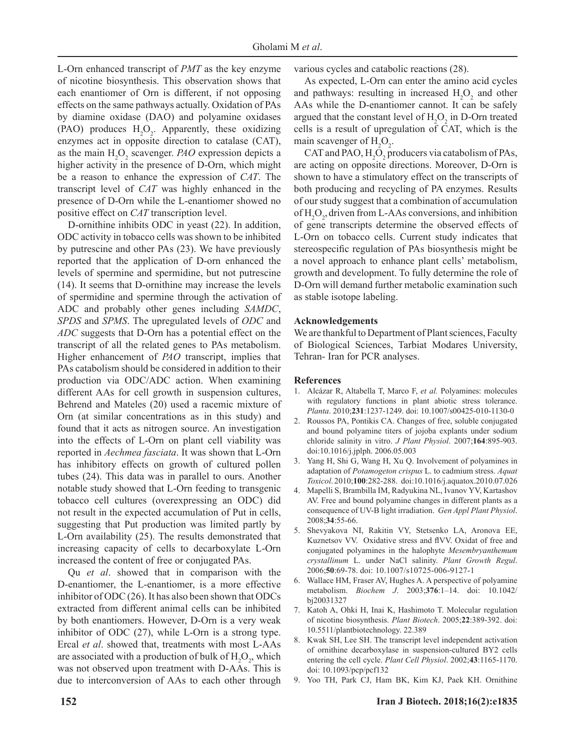L-Orn enhanced transcript of *PMT* as the key enzyme of nicotine biosynthesis. This observation shows that each enantiomer of Orn is different, if not opposing effects on the same pathways actually. Oxidation of PAs by diamine oxidase (DAO) and polyamine oxidases (PAO) produces $H_2O_2$. Apparently, these oxidizing enzymes act in opposite direction to catalase (CAT), as the main $H_2O_2$ scavenger. *PAO* expression depicts a higher activity in the presence of D-Orn, which might be a reason to enhance the expression of *CAT*. The transcript level of *CAT* was highly enhanced in the presence of D-Orn while the L-enantiomer showed no positive effect on *CAT* transcription level.

D-ornithine inhibits ODC in yeast (22). In addition, ODC activity in tobacco cells was shown to be inhibited by putrescine and other PAs (23). We have previously reported that the application of D-orn enhanced the levels of spermine and spermidine, but not putrescine (14). It seems that D-ornithine may increase the levels of spermidine and spermine through the activation of ADC and probably other genes including *SAMDC*, *SPDS* and *SPMS*. The upregulated levels of *ODC* and *ADC* suggests that D-Orn has a potential effect on the transcript of all the related genes to PAs metabolism. Higher enhancement of *PAO* transcript, implies that PAs catabolism should be considered in addition to their production via ODC/ADC action. When examining different AAs for cell growth in suspension cultures, Behrend and Mateles (20) used a racemic mixture of Orn (at similar concentrations as in this study) and found that it acts as nitrogen source. An investigation into the effects of L-Orn on plant cell viability was reported in *Aechmea fasciata*. It was shown that L-Orn has inhibitory effects on growth of cultured pollen tubes (24). This data was in parallel to ours. Another notable study showed that L-Orn feeding to transgenic tobacco cell cultures (overexpressing an ODC) did not result in the expected accumulation of Put in cells, suggesting that Put production was limited partly by L-Orn availability (25). The results demonstrated that increasing capacity of cells to decarboxylate L-Orn increased the content of free or conjugated PAs.

Qu *et al*. showed that in comparison with the D-enantiomer, the L-enantiomer, is a more effective inhibitor of ODC (26). It has also been shown that ODCs extracted from different animal cells can be inhibited by both enantiomers. However, D-Orn is a very weak inhibitor of ODC (27), while L-Orn is a strong type. Ercal *et al*. showed that, treatments with most L-AAs are associated with a production of bulk of $H_2O_2$, which was not observed upon treatment with D-AAs. This is due to interconversion of AAs to each other through various cycles and catabolic reactions (28).

As expected, L-Orn can enter the amino acid cycles and pathways: resulting in increased $H_2O_2$ and other AAs while the D-enantiomer cannot. It can be safely argued that the constant level of $H_2O_2$ in D-Orn treated cells is a result of upregulation of CAT, which is the main scavenger of $H_2O_2$.

CAT and PAO, $H_2O_2$ producers via catabolism of PAs, are acting on opposite directions. Moreover, D-Orn is shown to have a stimulatory effect on the transcripts of both producing and recycling of PA enzymes. Results of our study suggest that a combination of accumulation of $H_2O_2$, driven from L-AAs conversions, and inhibition of gene transcripts determine the observed effects of L-Orn on tobacco cells. Current study indicates that stereospecific regulation of PAs biosynthesis might be a novel approach to enhance plant cells' metabolism, growth and development. To fully determine the role of D-Orn will demand further metabolic examination such as stable isotope labeling.

## Acknowledgements

We are thankful to Department of Plant sciences, Faculty of Biological Sciences, Tarbiat Modares University, Tehran- Iran for PCR analyses.

## References

1. Alcázar R, Altabella T, Marco F, *et al.* Polyamines: molecules with regulatory functions in plant abiotic stress tolerance. *Planta*. 2010;**231**:1237-1249. doi: 10.1007/s00425-010-1130-0
2. Roussos PA, Pontikis CA. Changes of free, soluble conjugated and bound polyamine titers of jojoba explants under sodium chloride salinity in vitro. *J Plant Physiol*. 2007;**164**:895-903. doi:10.1016/j.jplph. 2006.05.003
3. Yang H, Shi G, Wang H, Xu Q. Involvement of polyamines in adaptation of *Potamogeton crispus* L. to cadmium stress. *Aquat Toxicol*. 2010;**100**:282-288. doi:10.1016/j.aquatox.2010.07.026
4. Mapelli S, Brambilla IM, Radyukina NL, Ivanov YV, Kartashov AV. Free and bound polyamine changes in different plants as a consequence of UV-B light irradiation. *Gen Appl Plant Physiol*. 2008;**34**:55-66.
5. Shevyakova NI, Rakitin VY, Stetsenko LA, Aronova EE, Kuznetsov VV. Oxidative stress and flVV. Oxidat of free and conjugated polyamines in the halophyte *Mesembryanthemum crystallinum* L. under NaCl salinity. *Plant Growth Regul*. 2006;**50**:69-78. doi: 10.1007/s10725-006-9127-1
6. Wallace HM, Fraser AV, Hughes A. A perspective of polyamine metabolism. *Biochem J*. 2003;**376**:1–14. doi: 10.1042/bj20031327
7. Katoh A, Ohki H, Inai K, Hashimoto T. Molecular regulation of nicotine biosynthesis. *Plant Biotech*. 2005;**22**:389-392. doi: 10.5511/plantbiotechnology. 22.389
8. Kwak SH, Lee SH. The transcript level independent activation of ornithine decarboxylase in suspension-cultured BY2 cells entering the cell cycle. *Plant Cell Physiol*. 2002;**43**:1165-1170. doi: 10.1093/pcp/pcf132
9. Yoo TH, Park CJ, Ham BK, Kim KJ, Paek KH. Ornithine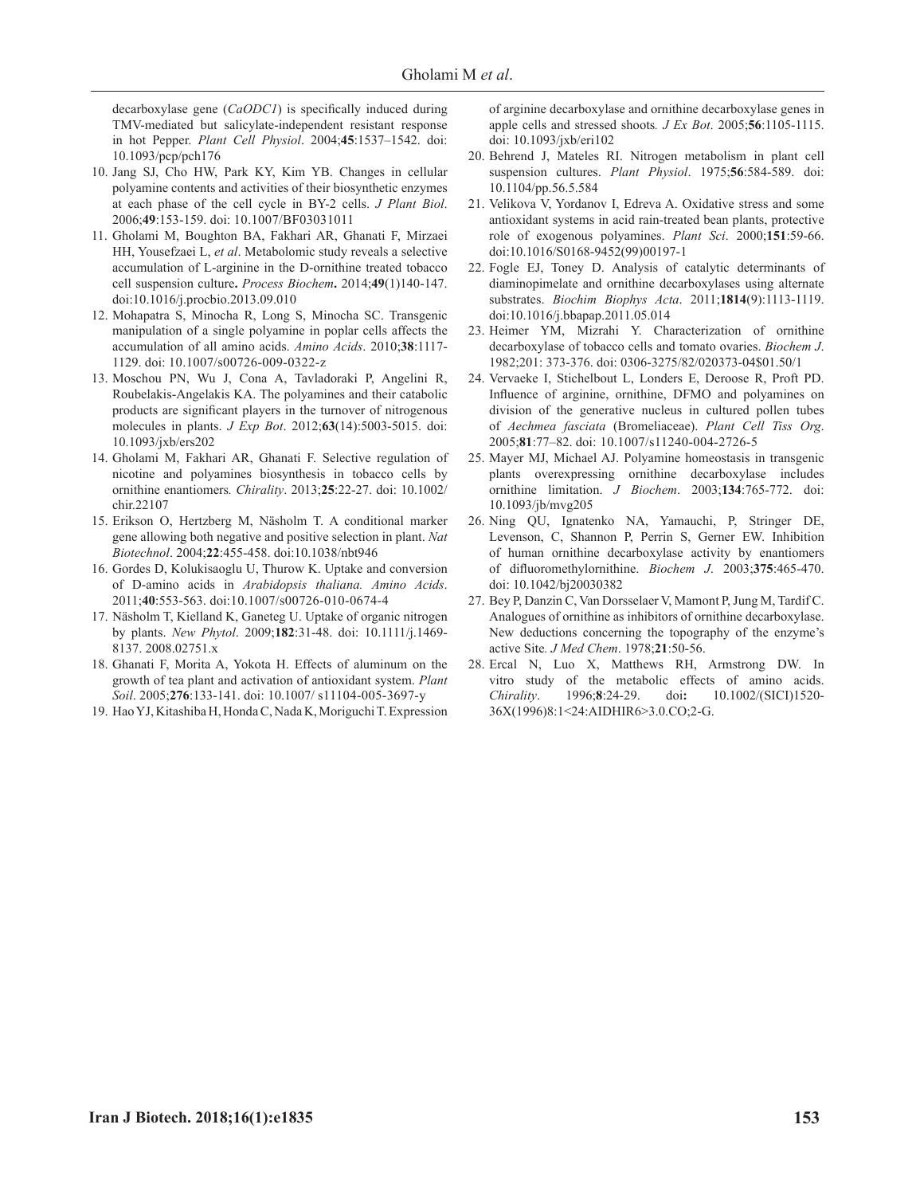decarboxylase gene (*CaODC1*) is specifically induced during TMV-mediated but salicylate-independent resistant response in hot Pepper. *Plant Cell Physiol*. 2004;**45**:1537–1542. doi: 10.1093/pcp/pch176

10. Jang SJ, Cho HW, Park KY, Kim YB. Changes in cellular polyamine contents and activities of their biosynthetic enzymes at each phase of the cell cycle in BY-2 cells. *J Plant Biol*. 2006;**49**:153-159. doi: 10.1007/BF03031011
11. Gholami M, Boughton BA, Fakhari AR, Ghanati F, Mirzaei HH, Yousefzaei L, *et al*. Metabolomic study reveals a selective accumulation of L-arginine in the D-ornithine treated tobacco cell suspension culture**.** *Process Biochem***.** 2014;**49**(1)140-147. doi:10.1016/j.procbio.2013.09.010
12. Mohapatra S, Minocha R, Long S, Minocha SC. Transgenic manipulation of a single polyamine in poplar cells affects the accumulation of all amino acids. *Amino Acids*. 2010;**38**:1117-1129. doi: 10.1007/s00726-009-0322-z
13. Moschou PN, Wu J, Cona A, Tavladoraki P, Angelini R, Roubelakis-Angelakis KA. The polyamines and their catabolic products are significant players in the turnover of nitrogenous molecules in plants. *J Exp Bot*. 2012;**63**(14):5003-5015. doi: 10.1093/jxb/ers202
14. Gholami M, Fakhari AR, Ghanati F. Selective regulation of nicotine and polyamines biosynthesis in tobacco cells by ornithine enantiomers*. Chirality*. 2013;**25**:22-27. doi: 10.1002/chir.22107
15. Erikson O, Hertzberg M, Näsholm T. A conditional marker gene allowing both negative and positive selection in plant. *Nat Biotechnol*. 2004;**22**:455-458. doi:10.1038/nbt946
16. Gordes D, Kolukisaoglu U, Thurow K. Uptake and conversion of D-amino acids in *Arabidopsis thaliana. Amino Acids*. 2011;**40**:553-563. doi:10.1007/s00726-010-0674-4
17. Näsholm T, Kielland K, Ganeteg U. Uptake of organic nitrogen by plants. *New Phytol*. 2009;**182**:31-48. doi: 10.1111/j.1469-8137. 2008.02751.x
18. Ghanati F, Morita A, Yokota H. Effects of aluminum on the growth of tea plant and activation of antioxidant system. *Plant Soil*. 2005;**276**:133-141. doi: 10.1007/ s11104-005-3697-y
19. Hao YJ, Kitashiba H, Honda C, Nada K, Moriguchi T. Expression of arginine decarboxylase and ornithine decarboxylase genes in apple cells and stressed shoots*. J Ex Bot*. 2005;**56**:1105-1115. doi: 10.1093/jxb/eri102
20. Behrend J, Mateles RI. Nitrogen metabolism in plant cell suspension cultures. *Plant Physiol*. 1975;**56**:584-589. doi: 10.1104/pp.56.5.584
21. Velikova V, Yordanov I, Edreva A. Oxidative stress and some antioxidant systems in acid rain-treated bean plants, protective role of exogenous polyamines. *Plant Sci*. 2000;**151**:59-66. doi:10.1016/S0168-9452(99)00197-1
22. Fogle EJ, Toney D. Analysis of catalytic determinants of diaminopimelate and ornithine decarboxylases using alternate substrates. *Biochim Biophys Acta*. 2011;**1814**(9):1113-1119. doi:10.1016/j.bbapap.2011.05.014
23. Heimer YM, Mizrahi Y. Characterization of ornithine decarboxylase of tobacco cells and tomato ovaries. *Biochem J*. 1982;201: 373-376. doi: 0306-3275/82/020373-04$01.50/1
24. Vervaeke I, Stichelbout L, Londers E, Deroose R, Proft PD. Influence of arginine, ornithine, DFMO and polyamines on division of the generative nucleus in cultured pollen tubes of *Aechmea fasciata* (Bromeliaceae). *Plant Cell Tiss Org*. 2005;**81**:77–82. doi: 10.1007/s11240-004-2726-5
25. Mayer MJ, Michael AJ. Polyamine homeostasis in transgenic plants overexpressing ornithine decarboxylase includes ornithine limitation. *J Biochem*. 2003;**134**:765-772. doi: 10.1093/jb/mvg205
26. Ning QU, Ignatenko NA, Yamauchi, P, Stringer DE, Levenson, C, Shannon P, Perrin S, Gerner EW. Inhibition of human ornithine decarboxylase activity by enantiomers of difluoromethylornithine. *Biochem J*. 2003;**375**:465-470. doi: 10.1042/bj20030382
27. Bey P, Danzin C, Van Dorsselaer V, Mamont P, Jung M, Tardif C. Analogues of ornithine as inhibitors of ornithine decarboxylase. New deductions concerning the topography of the enzyme's active Site*. J Med Chem*. 1978;**21**:50-56.
28. Ercal N, Luo X, Matthews RH, Armstrong DW. In vitro study of the metabolic effects of amino acids. *Chirality*. 1996;**8**:24-29. doi**:** 10.1002/(SICI)1520-36X(1996)8:1<24:AIDHIR6>3.0.CO;2-G.